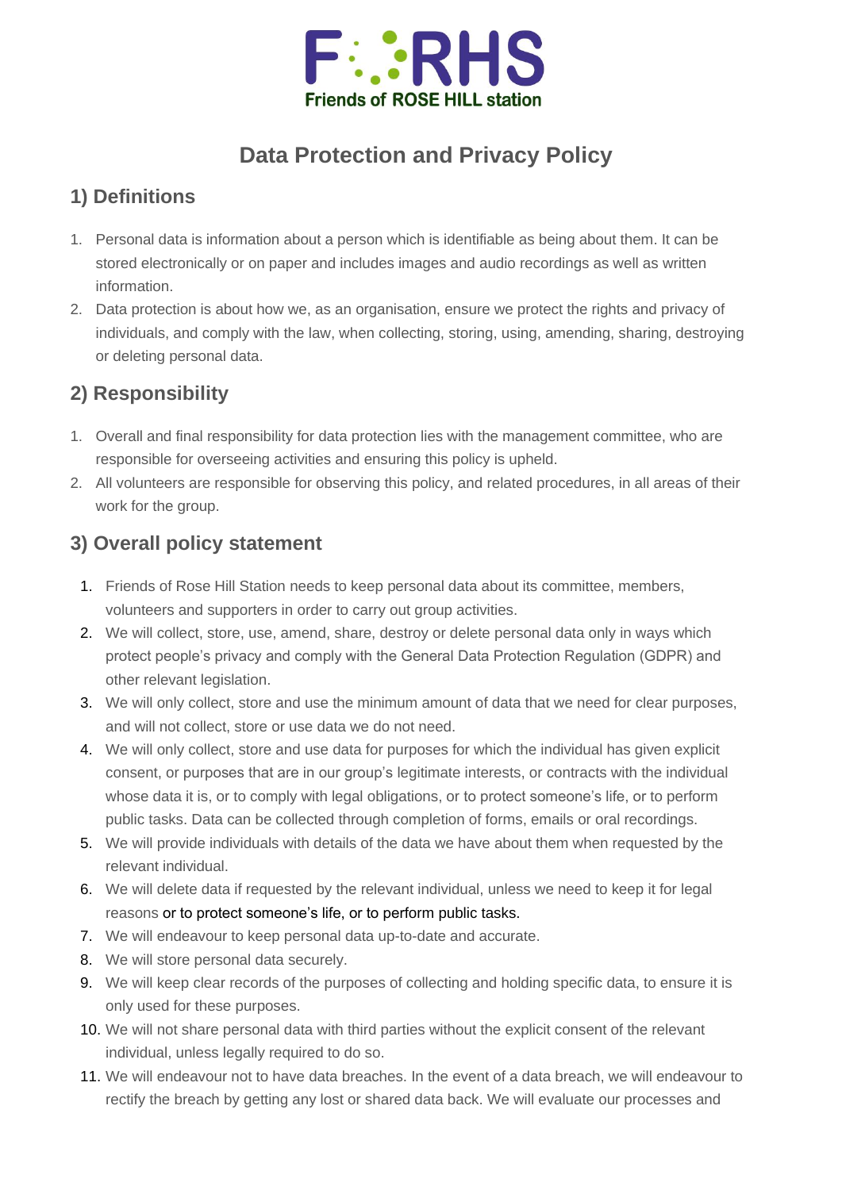F⁚⁚RHS
Friends of ROSE HILL station

# Data Protection and Privacy Policy

## 1) Definitions

1. Personal data is information about a person which is identifiable as being about them. It can be stored electronically or on paper and includes images and audio recordings as well as written information.
2. Data protection is about how we, as an organisation, ensure we protect the rights and privacy of individuals, and comply with the law, when collecting, storing, using, amending, sharing, destroying or deleting personal data.

## 2) Responsibility

1. Overall and final responsibility for data protection lies with the management committee, who are responsible for overseeing activities and ensuring this policy is upheld.
2. All volunteers are responsible for observing this policy, and related procedures, in all areas of their work for the group.

## 3) Overall policy statement

1. Friends of Rose Hill Station needs to keep personal data about its committee, members, volunteers and supporters in order to carry out group activities.
2. We will collect, store, use, amend, share, destroy or delete personal data only in ways which protect people's privacy and comply with the General Data Protection Regulation (GDPR) and other relevant legislation.
3. We will only collect, store and use the minimum amount of data that we need for clear purposes, and will not collect, store or use data we do not need.
4. We will only collect, store and use data for purposes for which the individual has given explicit consent, or purposes that are in our group's legitimate interests, or contracts with the individual whose data it is, or to comply with legal obligations, or to protect someone's life, or to perform public tasks. Data can be collected through completion of forms, emails or oral recordings.
5. We will provide individuals with details of the data we have about them when requested by the relevant individual.
6. We will delete data if requested by the relevant individual, unless we need to keep it for legal reasons or to protect someone's life, or to perform public tasks.
7. We will endeavour to keep personal data up-to-date and accurate.
8. We will store personal data securely.
9. We will keep clear records of the purposes of collecting and holding specific data, to ensure it is only used for these purposes.
10. We will not share personal data with third parties without the explicit consent of the relevant individual, unless legally required to do so.
11. We will endeavour not to have data breaches. In the event of a data breach, we will endeavour to rectify the breach by getting any lost or shared data back. We will evaluate our processes and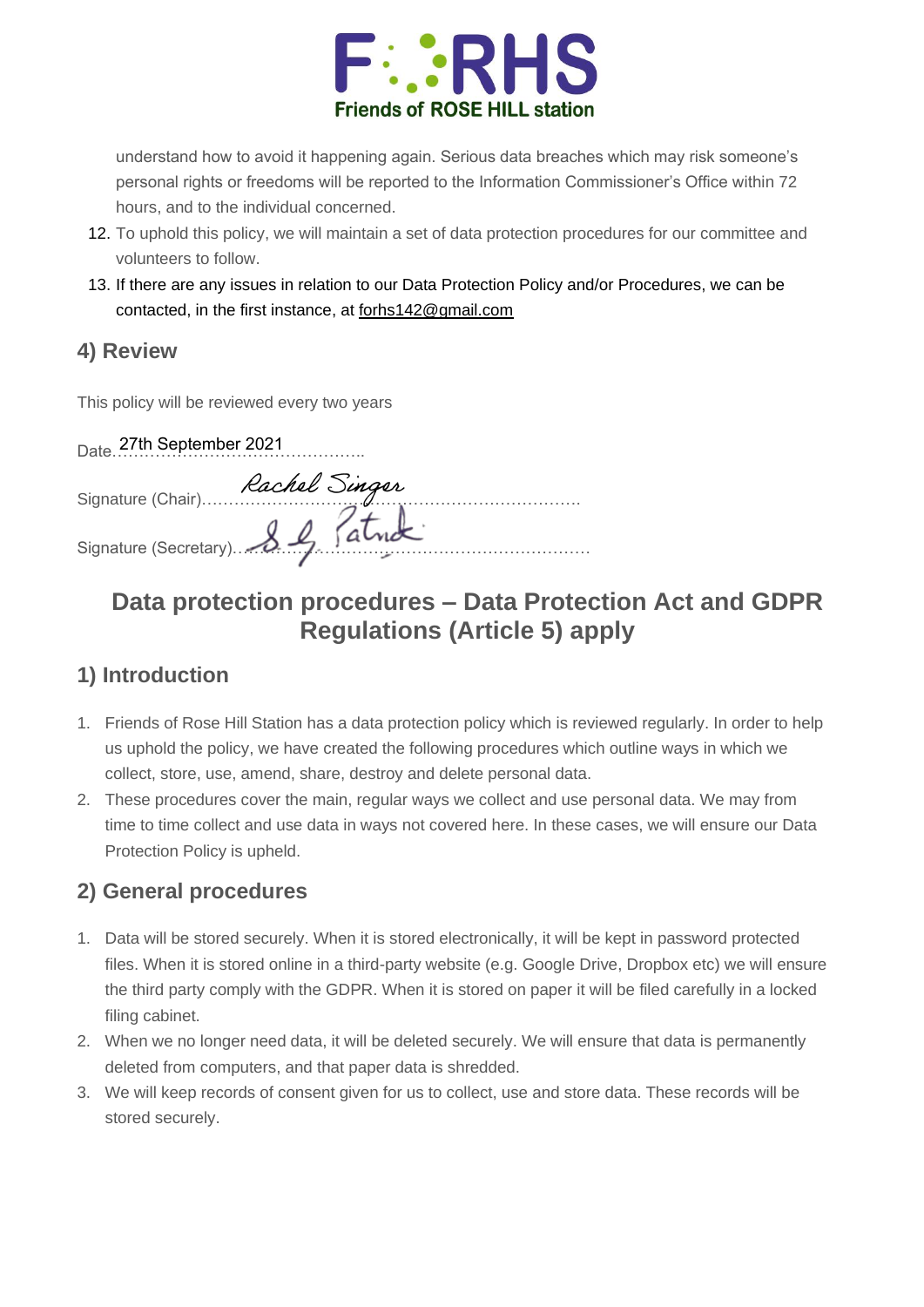understand how to avoid it happening again. Serious data breaches which may risk someone's personal rights or freedoms will be reported to the Information Commissioner's Office within 72 hours, and to the individual concerned.

12. To uphold this policy, we will maintain a set of data protection procedures for our committee and volunteers to follow.
13. If there are any issues in relation to our Data Protection Policy and/or Procedures, we can be contacted, in the first instance, at forhs142@gmail.com

## 4) Review

This policy will be reviewed every two years

Date 27th September 2021

Signature (Chair) Rachel Singer

Signature (Secretary) S. G. Patrick

# Data protection procedures – Data Protection Act and GDPR Regulations (Article 5) apply

## 1) Introduction

1. Friends of Rose Hill Station has a data protection policy which is reviewed regularly. In order to help us uphold the policy, we have created the following procedures which outline ways in which we collect, store, use, amend, share, destroy and delete personal data.
2. These procedures cover the main, regular ways we collect and use personal data. We may from time to time collect and use data in ways not covered here. In these cases, we will ensure our Data Protection Policy is upheld.

## 2) General procedures

1. Data will be stored securely. When it is stored electronically, it will be kept in password protected files. When it is stored online in a third-party website (e.g. Google Drive, Dropbox etc) we will ensure the third party comply with the GDPR. When it is stored on paper it will be filed carefully in a locked filing cabinet.
2. When we no longer need data, it will be deleted securely. We will ensure that data is permanently deleted from computers, and that paper data is shredded.
3. We will keep records of consent given for us to collect, use and store data. These records will be stored securely.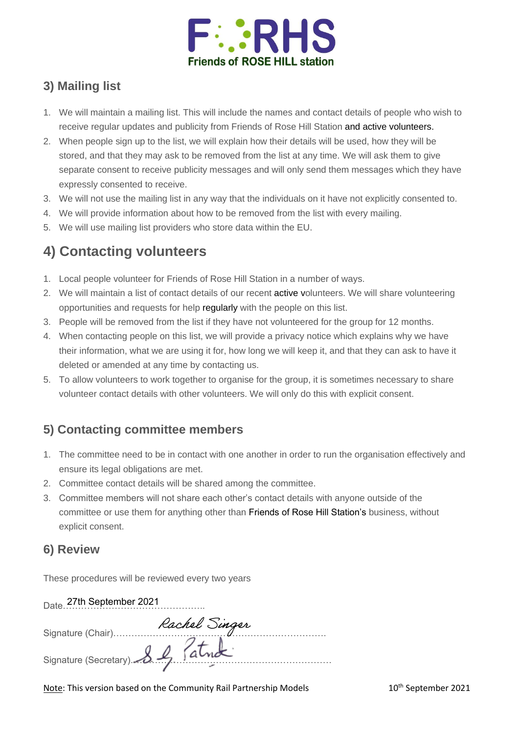## 3) Mailing list

1. We will maintain a mailing list. This will include the names and contact details of people who wish to receive regular updates and publicity from Friends of Rose Hill Station and active volunteers.
2. When people sign up to the list, we will explain how their details will be used, how they will be stored, and that they may ask to be removed from the list at any time. We will ask them to give separate consent to receive publicity messages and will only send them messages which they have expressly consented to receive.
3. We will not use the mailing list in any way that the individuals on it have not explicitly consented to.
4. We will provide information about how to be removed from the list with every mailing.
5. We will use mailing list providers who store data within the EU.

## 4) Contacting volunteers

1. Local people volunteer for Friends of Rose Hill Station in a number of ways.
2. We will maintain a list of contact details of our recent active volunteers. We will share volunteering opportunities and requests for help regularly with the people on this list.
3. People will be removed from the list if they have not volunteered for the group for 12 months.
4. When contacting people on this list, we will provide a privacy notice which explains why we have their information, what we are using it for, how long we will keep it, and that they can ask to have it deleted or amended at any time by contacting us.
5. To allow volunteers to work together to organise for the group, it is sometimes necessary to share volunteer contact details with other volunteers. We will only do this with explicit consent.

## 5) Contacting committee members

1. The committee need to be in contact with one another in order to run the organisation effectively and ensure its legal obligations are met.
2. Committee contact details will be shared among the committee.
3. Committee members will not share each other's contact details with anyone outside of the committee or use them for anything other than Friends of Rose Hill Station's business, without explicit consent.

## 6) Review

These procedures will be reviewed every two years

Date: 27th September 2021

Signature (Chair): Rachel Singer

Signature (Secretary): S. J. Patrick

Note: This version based on the Community Rail Partnership Models — 10th September 2021